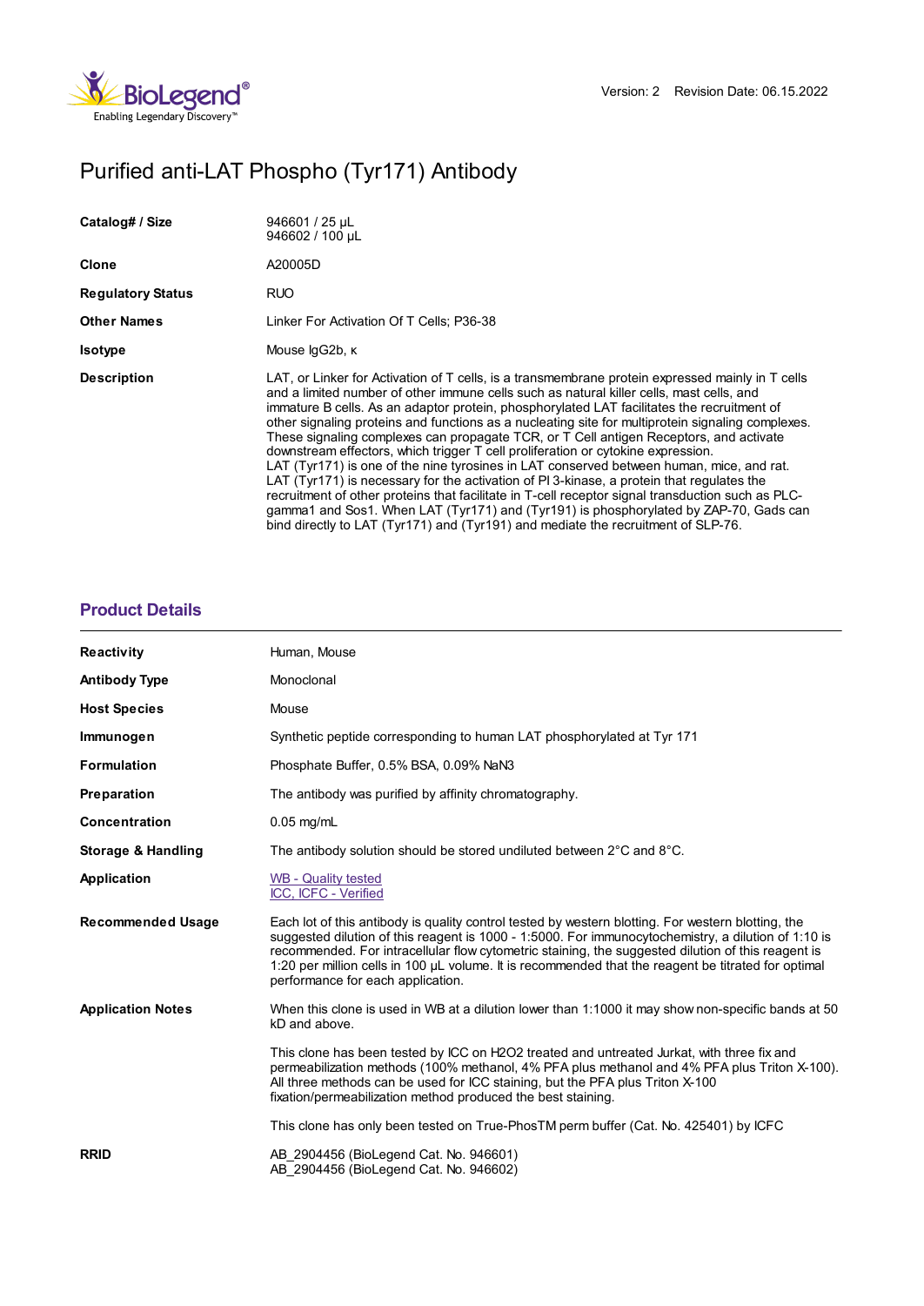Version: 2 Revision Date: 06.15.2022

# Purified anti-LAT Phospho (Tyr171) Antibody

| | |
|---|---|
| **Catalog# / Size** | 946601 / 25 µL<br>946602 / 100 µL |
| **Clone** | A20005D |
| **Regulatory Status** | RUO |
| **Other Names** | Linker For Activation Of T Cells; P36-38 |
| **Isotype** | Mouse IgG2b, κ |
| **Description** | LAT, or Linker for Activation of T cells, is a transmembrane protein expressed mainly in T cells and a limited number of other immune cells such as natural killer cells, mast cells, and immature B cells. As an adaptor protein, phosphorylated LAT facilitates the recruitment of other signaling proteins and functions as a nucleating site for multiprotein signaling complexes. These signaling complexes can propagate TCR, or T Cell antigen Receptors, and activate downstream effectors, which trigger T cell proliferation or cytokine expression. LAT (Tyr171) is one of the nine tyrosines in LAT conserved between human, mice, and rat. LAT (Tyr171) is necessary for the activation of PI 3-kinase, a protein that regulates the recruitment of other proteins that facilitate in T-cell receptor signal transduction such as PLC-gamma1 and Sos1. When LAT (Tyr171) and (Tyr191) is phosphorylated by ZAP-70, Gads can bind directly to LAT (Tyr171) and (Tyr191) and mediate the recruitment of SLP-76. |

## Product Details

| | |
|---|---|
| **Reactivity** | Human, Mouse |
| **Antibody Type** | Monoclonal |
| **Host Species** | Mouse |
| **Immunogen** | Synthetic peptide corresponding to human LAT phosphorylated at Tyr 171 |
| **Formulation** | Phosphate Buffer, 0.5% BSA, 0.09% $NaN_3$ |
| **Preparation** | The antibody was purified by affinity chromatography. |
| **Concentration** | 0.05 mg/mL |
| **Storage & Handling** | The antibody solution should be stored undiluted between 2°C and 8°C. |
| **Application** | WB - Quality tested<br>ICC, ICFC - Verified |
| **Recommended Usage** | Each lot of this antibody is quality control tested by western blotting. For western blotting, the suggested dilution of this reagent is 1000 - 1:5000. For immunocytochemistry, a dilution of 1:10 is recommended. For intracellular flow cytometric staining, the suggested dilution of this reagent is 1:20 per million cells in 100 µL volume. It is recommended that the reagent be titrated for optimal performance for each application. |
| **Application Notes** | When this clone is used in WB at a dilution lower than 1:1000 it may show non-specific bands at 50 kD and above.<br><br>This clone has been tested by ICC on $H_2O_2$ treated and untreated Jurkat, with three fix and permeabilization methods (100% methanol, 4% PFA plus methanol and 4% PFA plus Triton X-100). All three methods can be used for ICC staining, but the PFA plus Triton X-100 fixation/permeabilization method produced the best staining.<br><br>This clone has only been tested on True-PhosTM perm buffer (Cat. No. 425401) by ICFC |
| **RRID** | AB_2904456 (BioLegend Cat. No. 946601)<br>AB_2904456 (BioLegend Cat. No. 946602) |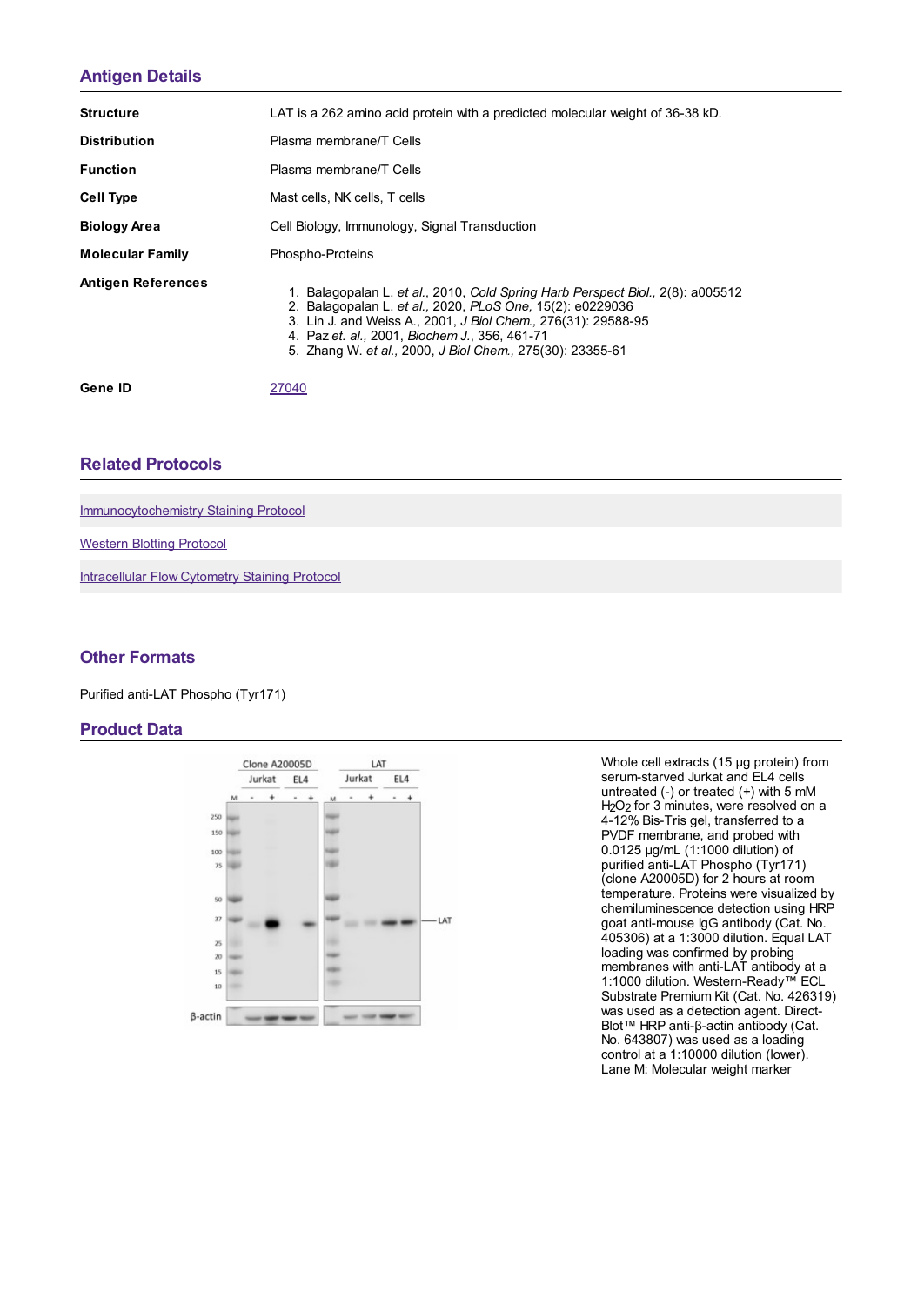## Antigen Details

| | |
|---|---|
| **Structure** | LAT is a 262 amino acid protein with a predicted molecular weight of 36-38 kD. |
| **Distribution** | Plasma membrane/T Cells |
| **Function** | Plasma membrane/T Cells |
| **Cell Type** | Mast cells, NK cells, T cells |
| **Biology Area** | Cell Biology, Immunology, Signal Transduction |
| **Molecular Family** | Phospho-Proteins |
| **Antigen References** | 1. Balagopalan L. *et al.*, 2010, *Cold Spring Harb Perspect Biol.*, 2(8): a005512<br>2. Balagopalan L. *et al.*, 2020, *PLoS One*, 15(2): e0229036<br>3. Lin J. and Weiss A., 2001, *J Biol Chem.*, 276(31): 29588-95<br>4. Paz *et. al.*, 2001, *Biochem J.*, 356, 461-71<br>5. Zhang W. *et al.*, 2000, *J Biol Chem.*, 275(30): 23355-61 |
| **Gene ID** | 27040 |

## Related Protocols

Immunocytochemistry Staining Protocol

Western Blotting Protocol

Intracellular Flow Cytometry Staining Protocol

## Other Formats

Purified anti-LAT Phospho (Tyr171)

## Product Data

Whole cell extracts (15 µg protein) from serum-starved Jurkat and EL4 cells untreated (-) or treated (+) with 5 mM $H_2O_2$ for 3 minutes, were resolved on a 4-12% Bis-Tris gel, transferred to a PVDF membrane, and probed with 0.0125 µg/mL (1:1000 dilution) of purified anti-LAT Phospho (Tyr171) (clone A20005D) for 2 hours at room temperature. Proteins were visualized by chemiluminescence detection using HRP goat anti-mouse IgG antibody (Cat. No. 405306) at a 1:3000 dilution. Equal LAT loading was confirmed by probing membranes with anti-LAT antibody at a 1:1000 dilution. Western-Ready™ ECL Substrate Premium Kit (Cat. No. 426319) was used as a detection agent. Direct-Blot™ HRP anti-β-actin antibody (Cat. No. 643807) was used as a loading control at a 1:10000 dilution (lower). Lane M: Molecular weight marker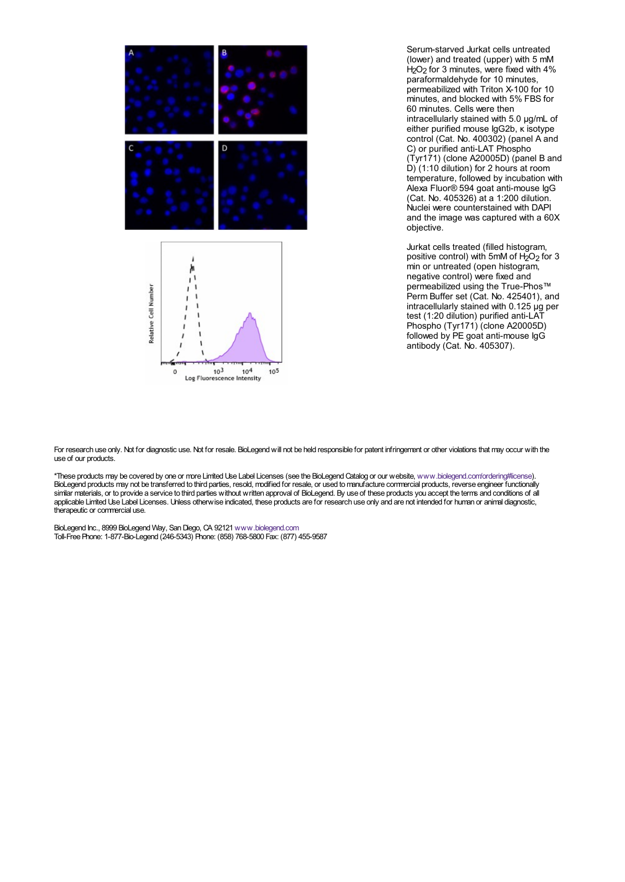A

B

C

D

Relative Cell Number

0

$10^3$

$10^4$

$10^5$

Log Fluorescence Intensity

Serum-starved Jurkat cells untreated (lower) and treated (upper) with 5 mM $H_2O_2$ for 3 minutes, were fixed with 4% paraformaldehyde for 10 minutes, permeabilized with Triton X-100 for 10 minutes, and blocked with 5% FBS for 60 minutes. Cells were then intracellularly stained with 5.0 µg/mL of either purified mouse IgG2b, κ isotype control (Cat. No. 400302) (panel A and C) or purified anti-LAT Phospho (Tyr171) (clone A20005D) (panel B and D) (1:10 dilution) for 2 hours at room temperature, followed by incubation with Alexa Fluor® 594 goat anti-mouse IgG (Cat. No. 405326) at a 1:200 dilution. Nuclei were counterstained with DAPI and the image was captured with a 60X objective.

Jurkat cells treated (filled histogram, positive control) with 5mM of $H_2O_2$ for 3 min or untreated (open histogram, negative control) were fixed and permeabilized using the True-Phos™ Perm Buffer set (Cat. No. 425401), and intracellularly stained with 0.125 µg per test (1:20 dilution) purified anti-LAT Phospho (Tyr171) (clone A20005D) followed by PE goat anti-mouse IgG antibody (Cat. No. 405307).

For research use only. Not for diagnostic use. Not for resale. BioLegend will not be held responsible for patent infringement or other violations that may occur with the use of our products.

*These products may be covered by one or more Limited Use Label Licenses (see the BioLegend Catalog or our website, www.biolegend.com/ordering#license). BioLegend products may not be transferred to third parties, resold, modified for resale, or used to manufacture commercial products, reverse engineer functionally similar materials, or to provide a service to third parties without written approval of BioLegend. By use of these products you accept the terms and conditions of all applicable Limited Use Label Licenses. Unless otherwise indicated, these products are for research use only and are not intended for human or animal diagnostic, therapeutic or commercial use.

BioLegend Inc., 8999 BioLegend Way, San Diego, CA 92121 www.biolegend.com
Toll-Free Phone: 1-877-Bio-Legend (246-5343) Phone: (858) 768-5800 Fax: (877) 455-9587